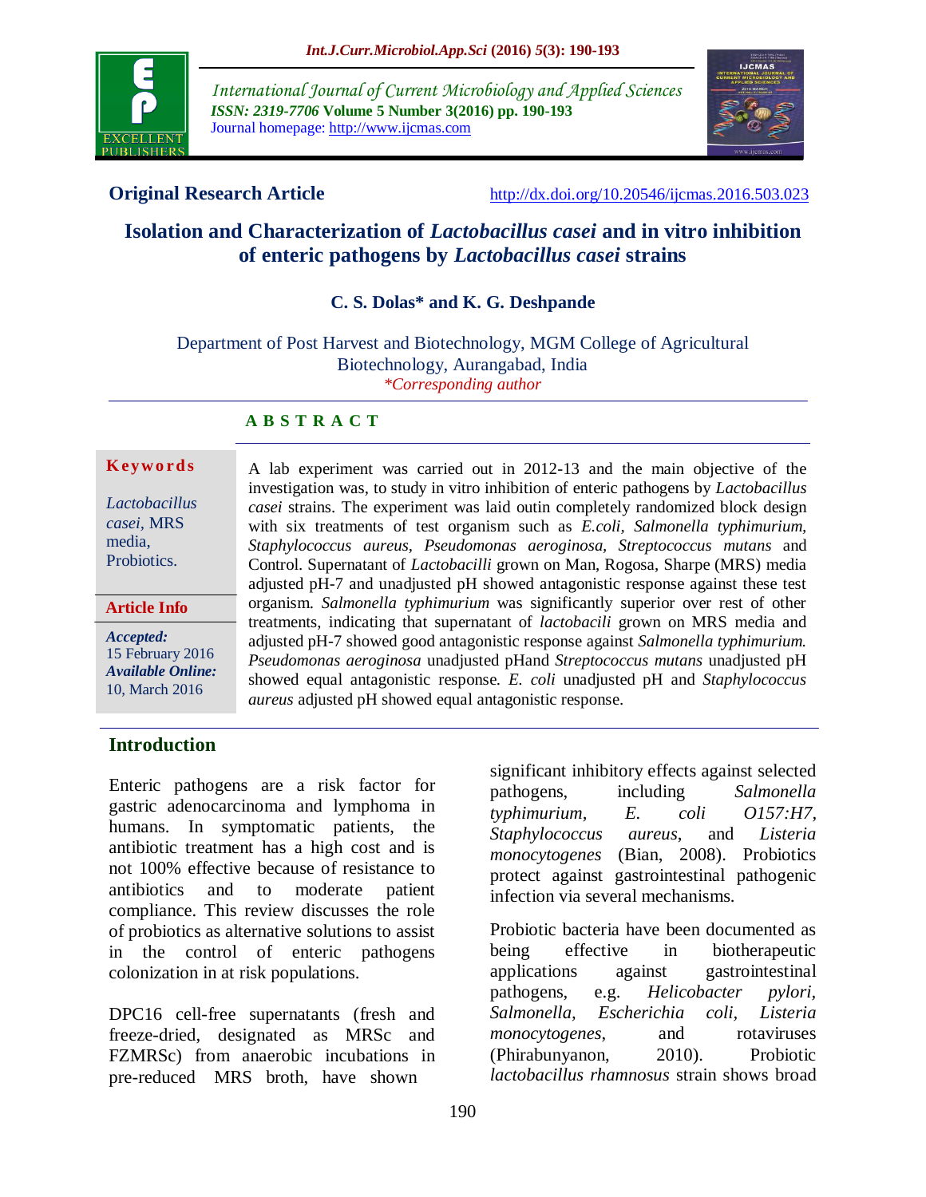**Original Research Article**

http://dx.doi.org/10.20546/ijcmas.2016.503.023

# Isolation and Characterization of *Lactobacillus casei* and in vitro inhibition of enteric pathogens by *Lactobacillus casei* strains

**C. S. Dolas\* and K. G. Deshpande**

Department of Post Harvest and Biotechnology, MGM College of Agricultural Biotechnology, Aurangabad, India

*\*Corresponding author*

**Keywords**

*Lactobacillus casei*, MRS media, Probiotics.

**Article Info**

***Accepted:*** 15 February 2016
***Available Online:*** 10, March 2016

## A B S T R A C T

A lab experiment was carried out in 2012-13 and the main objective of the investigation was, to study in vitro inhibition of enteric pathogens by *Lactobacillus casei* strains. The experiment was laid outin completely randomized block design with six treatments of test organism such as *E.coli*, *Salmonella typhimurium*, *Staphylococcus aureus*, *Pseudomonas aeroginosa*, *Streptococcus mutans* and Control. Supernatant of *Lactobacilli* grown on Man, Rogosa, Sharpe (MRS) media adjusted pH-7 and unadjusted pH showed antagonistic response against these test organism. *Salmonella typhimurium* was significantly superior over rest of other treatments, indicating that supernatant of *lactobacili* grown on MRS media and adjusted pH-7 showed good antagonistic response against *Salmonella typhimurium.* *Pseudomonas aeroginosa* unadjusted pHand *Streptococcus mutans* unadjusted pH showed equal antagonistic response. *E. coli* unadjusted pH and *Staphylococcus aureus* adjusted pH showed equal antagonistic response.

## Introduction

Enteric pathogens are a risk factor for gastric adenocarcinoma and lymphoma in humans. In symptomatic patients, the antibiotic treatment has a high cost and is not 100% effective because of resistance to antibiotics and to moderate patient compliance. This review discusses the role of probiotics as alternative solutions to assist in the control of enteric pathogens colonization in at risk populations.

DPC16 cell-free supernatants (fresh and freeze-dried, designated as MRSc and FZMRSc) from anaerobic incubations in pre-reduced MRS broth, have shown significant inhibitory effects against selected pathogens, including *Salmonella typhimurium*, *E. coli O157:H7*, *Staphylococcus aureus*, and *Listeria monocytogenes* (Bian, 2008). Probiotics protect against gastrointestinal pathogenic infection via several mechanisms.

Probiotic bacteria have been documented as being effective in biotherapeutic applications against gastrointestinal pathogens, e.g. *Helicobacter pylori*, *Salmonella*, *Escherichia coli*, *Listeria monocytogenes*, and rotaviruses (Phirabunyanon, 2010). Probiotic *lactobacillus rhamnosus* strain shows broad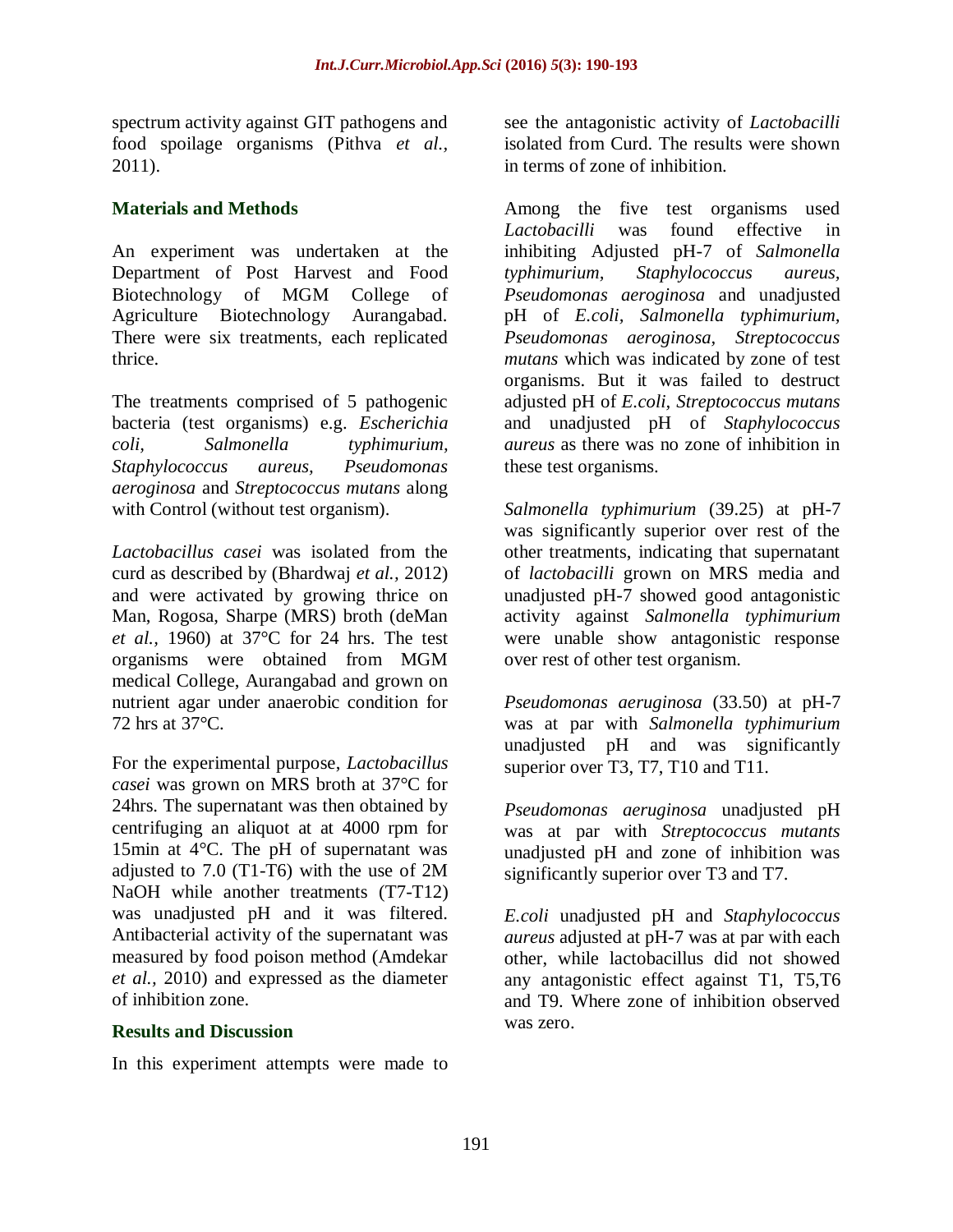spectrum activity against GIT pathogens and food spoilage organisms (Pithva *et al.,* 2011).

## Materials and Methods

An experiment was undertaken at the Department of Post Harvest and Food Biotechnology of MGM College of Agriculture Biotechnology Aurangabad. There were six treatments, each replicated thrice.

The treatments comprised of 5 pathogenic bacteria (test organisms) e.g. *Escherichia coli, Salmonella typhimurium, Staphylococcus aureus, Pseudomonas aeroginosa* and *Streptococcus mutans* along with Control (without test organism).

*Lactobacillus casei* was isolated from the curd as described by (Bhardwaj *et al.,* 2012) and were activated by growing thrice on Man, Rogosa, Sharpe (MRS) broth (deMan *et al.,* 1960) at 37°C for 24 hrs. The test organisms were obtained from MGM medical College, Aurangabad and grown on nutrient agar under anaerobic condition for 72 hrs at 37°C.

For the experimental purpose, *Lactobacillus casei* was grown on MRS broth at 37°C for 24hrs. The supernatant was then obtained by centrifuging an aliquot at at 4000 rpm for 15min at 4°C. The pH of supernatant was adjusted to 7.0 (T1-T6) with the use of 2M NaOH while another treatments (T7-T12) was unadjusted pH and it was filtered. Antibacterial activity of the supernatant was measured by food poison method (Amdekar *et al.,* 2010) and expressed as the diameter of inhibition zone.

## Results and Discussion

In this experiment attempts were made to see the antagonistic activity of *Lactobacilli* isolated from Curd. The results were shown in terms of zone of inhibition.

Among the five test organisms used *Lactobacilli* was found effective in inhibiting Adjusted pH-7 of *Salmonella typhimurium, Staphylococcus aureus, Pseudomonas aeroginosa* and unadjusted pH of *E.coli, Salmonella typhimurium, Pseudomonas aeroginosa, Streptococcus mutans* which was indicated by zone of test organisms. But it was failed to destruct adjusted pH of *E.coli, Streptococcus mutans* and unadjusted pH of *Staphylococcus aureus* as there was no zone of inhibition in these test organisms.

*Salmonella typhimurium* (39.25) at pH-7 was significantly superior over rest of the other treatments, indicating that supernatant of *lactobacilli* grown on MRS media and unadjusted pH-7 showed good antagonistic activity against *Salmonella typhimurium* were unable show antagonistic response over rest of other test organism.

*Pseudomonas aeruginosa* (33.50) at pH-7 was at par with *Salmonella typhimurium* unadjusted pH and was significantly superior over T3, T7, T10 and T11.

*Pseudomonas aeruginosa* unadjusted pH was at par with *Streptococcus mutants* unadjusted pH and zone of inhibition was significantly superior over T3 and T7.

*E.coli* unadjusted pH and *Staphylococcus aureus* adjusted at pH-7 was at par with each other, while lactobacillus did not showed any antagonistic effect against T1, T5,T6 and T9. Where zone of inhibition observed was zero.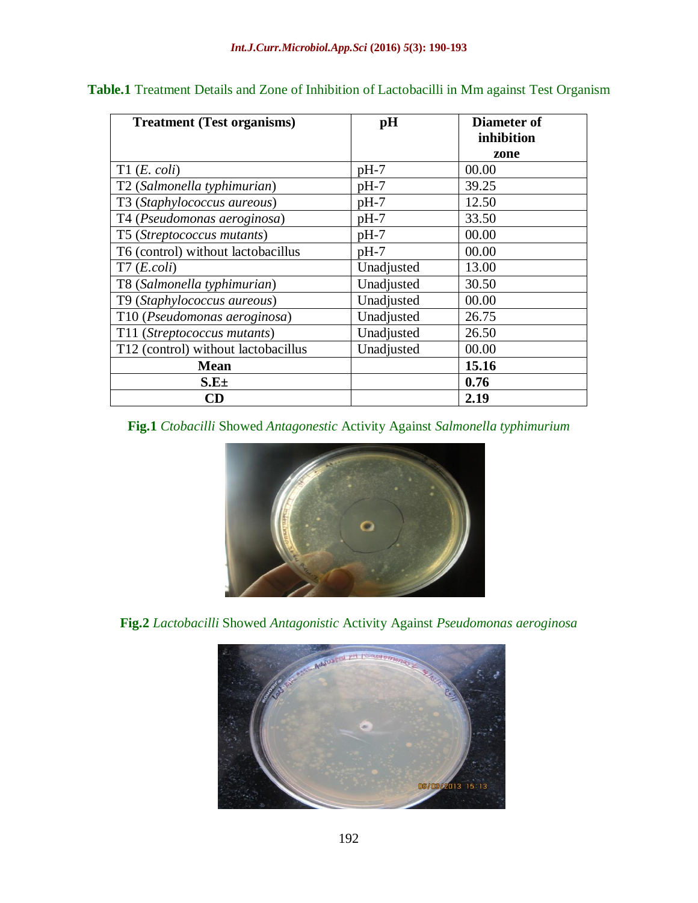**Table.1** Treatment Details and Zone of Inhibition of Lactobacilli in Mm against Test Organism

| Treatment (Test organisms) | pH | Diameter of inhibition zone |
|---|---|---|
| T1 (*E. coli*) | pH-7 | 00.00 |
| T2 (*Salmonella typhimurian*) | pH-7 | 39.25 |
| T3 (*Staphylococcus aureous*) | pH-7 | 12.50 |
| T4 (*Pseudomonas aeroginosa*) | pH-7 | 33.50 |
| T5 (*Streptococcus mutants*) | pH-7 | 00.00 |
| T6 (control) without lactobacillus | pH-7 | 00.00 |
| T7 (*E.coli*) | Unadjusted | 13.00 |
| T8 (*Salmonella typhimurian*) | Unadjusted | 30.50 |
| T9 (*Staphylococcus aureous*) | Unadjusted | 00.00 |
| T10 (*Pseudomonas aeroginosa*) | Unadjusted | 26.75 |
| T11 (*Streptococcus mutants*) | Unadjusted | 26.50 |
| T12 (control) without lactobacillus | Unadjusted | 00.00 |
| **Mean** | | **15.16** |
| **S.E±** | | **0.76** |
| **CD** | | **2.19** |

**Fig.1** *Ctobacilli* Showed *Antagonestic* Activity Against *Salmonella typhimurium*

**Fig.2** *Lactobacilli* Showed *Antagonistic* Activity Against *Pseudomonas aeroginosa*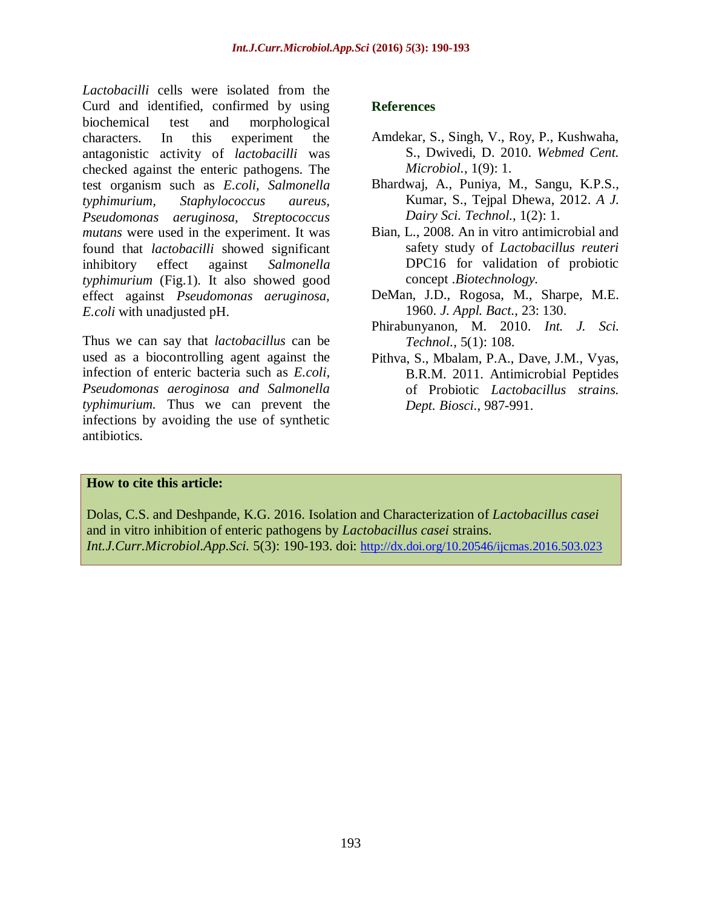*Lactobacilli* cells were isolated from the Curd and identified, confirmed by using biochemical test and morphological characters. In this experiment the antagonistic activity of *lactobacilli* was checked against the enteric pathogens. The test organism such as *E.coli, Salmonella typhimurium, Staphylococcus aureus, Pseudomonas aeruginosa, Streptococcus mutans* were used in the experiment. It was found that *lactobacilli* showed significant inhibitory effect against *Salmonella typhimurium* (Fig.1). It also showed good effect against *Pseudomonas aeruginosa, E.coli* with unadjusted pH.

Thus we can say that *lactobacillus* can be used as a biocontrolling agent against the infection of enteric bacteria such as *E.coli, Pseudomonas aeroginosa and Salmonella typhimurium.* Thus we can prevent the infections by avoiding the use of synthetic antibiotics.

## References

- Amdekar, S., Singh, V., Roy, P., Kushwaha, S., Dwivedi, D. 2010. *Webmed Cent. Microbiol.*, 1(9): 1.
- Bhardwaj, A., Puniya, M., Sangu, K.P.S., Kumar, S., Tejpal Dhewa, 2012. *A J. Dairy Sci. Technol.,* 1(2): 1.
- Bian, L., 2008. An in vitro antimicrobial and safety study of *Lactobacillus reuteri* DPC16 for validation of probiotic concept .*Biotechnology.*
- DeMan, J.D., Rogosa, M., Sharpe, M.E. 1960. *J. Appl. Bact.,* 23: 130.
- Phirabunyanon, M. 2010. *Int. J. Sci. Technol.,* 5(1): 108.
- Pithva, S., Mbalam, P.A., Dave, J.M., Vyas, B.R.M. 2011. Antimicrobial Peptides of Probiotic *Lactobacillus strains. Dept. Biosci.*, 987-991.

**How to cite this article:**

Dolas, C.S. and Deshpande, K.G. 2016. Isolation and Characterization of *Lactobacillus casei* and in vitro inhibition of enteric pathogens by *Lactobacillus casei* strains. *Int.J.Curr.Microbiol.App.Sci.* 5(3): 190-193. doi: http://dx.doi.org/10.20546/ijcmas.2016.503.023